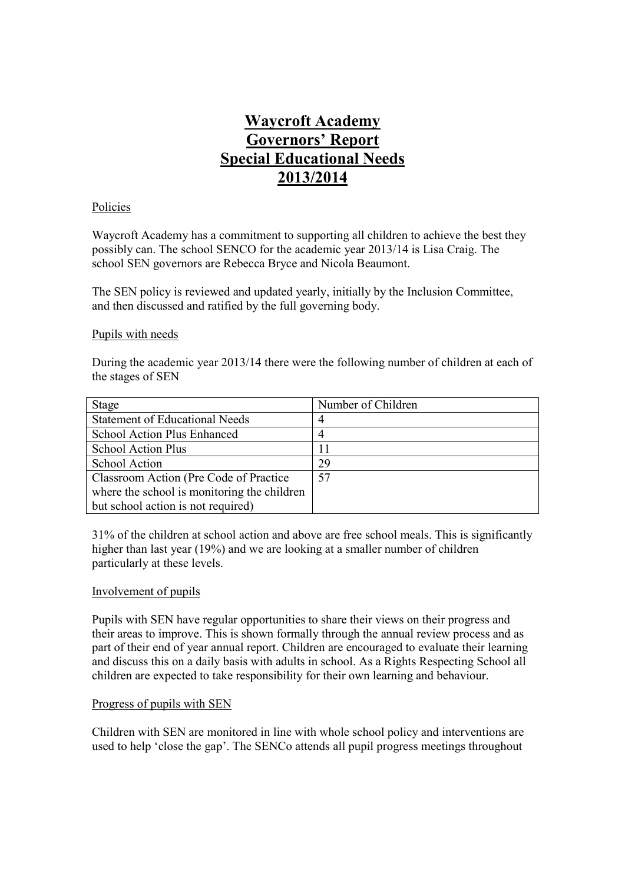# Waycroft Academy
# Governors' Report
# Special Educational Needs
# 2013/2014

## Policies

Waycroft Academy has a commitment to supporting all children to achieve the best they possibly can. The school SENCO for the academic year 2013/14 is Lisa Craig. The school SEN governors are Rebecca Bryce and Nicola Beaumont.

The SEN policy is reviewed and updated yearly, initially by the Inclusion Committee, and then discussed and ratified by the full governing body.

## Pupils with needs

During the academic year 2013/14 there were the following number of children at each of the stages of SEN

| Stage | Number of Children |
| --- | --- |
| Statement of Educational Needs | 4 |
| School Action Plus Enhanced | 4 |
| School Action Plus | 11 |
| School Action | 29 |
| Classroom Action (Pre Code of Practice where the school is monitoring the children but school action is not required) | 57 |

31% of the children at school action and above are free school meals. This is significantly higher than last year (19%) and we are looking at a smaller number of children particularly at these levels.

## Involvement of pupils

Pupils with SEN have regular opportunities to share their views on their progress and their areas to improve. This is shown formally through the annual review process and as part of their end of year annual report. Children are encouraged to evaluate their learning and discuss this on a daily basis with adults in school. As a Rights Respecting School all children are expected to take responsibility for their own learning and behaviour.

## Progress of pupils with SEN

Children with SEN are monitored in line with whole school policy and interventions are used to help 'close the gap'. The SENCo attends all pupil progress meetings throughout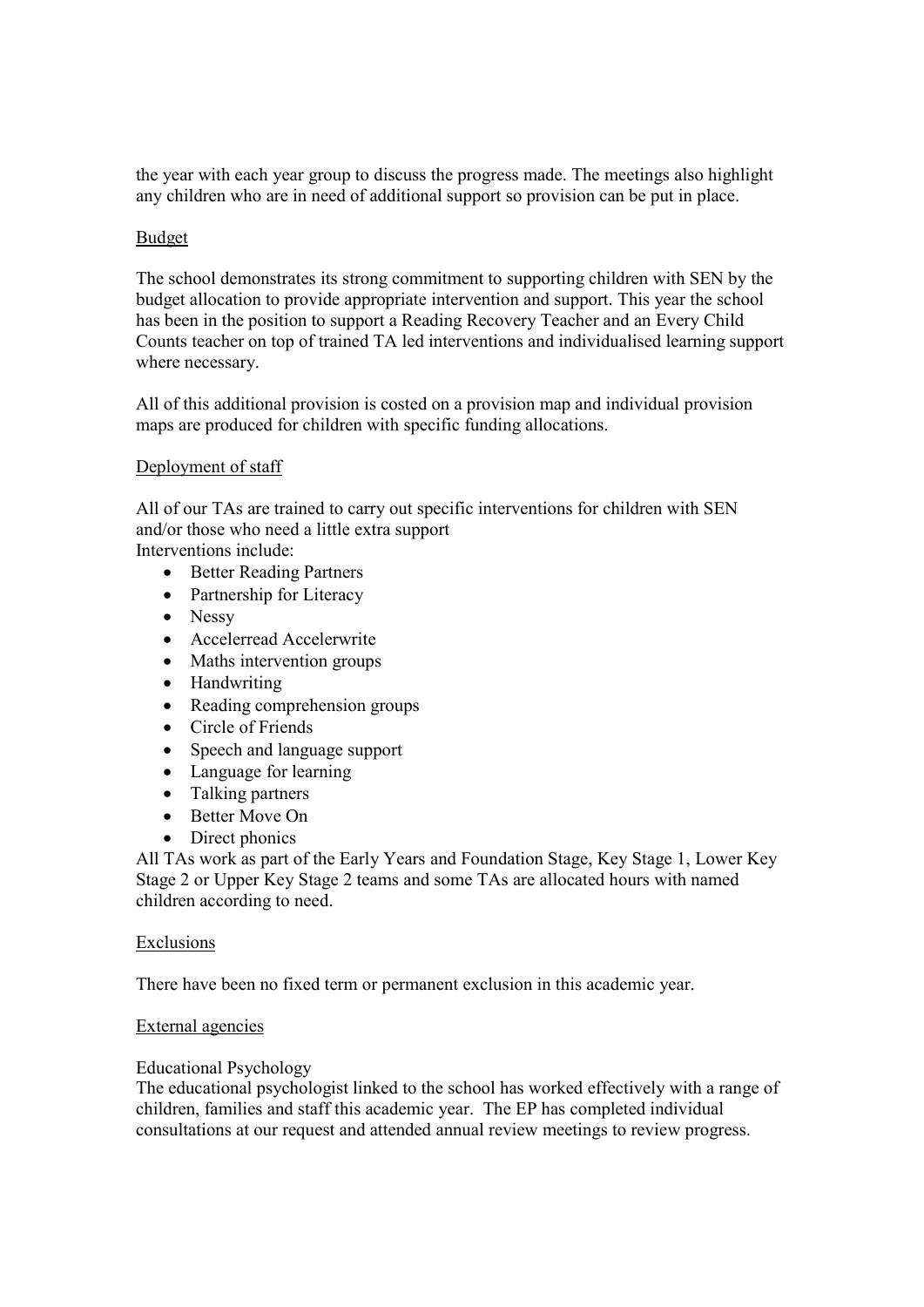the year with each year group to discuss the progress made. The meetings also highlight any children who are in need of additional support so provision can be put in place.

## Budget

The school demonstrates its strong commitment to supporting children with SEN by the budget allocation to provide appropriate intervention and support. This year the school has been in the position to support a Reading Recovery Teacher and an Every Child Counts teacher on top of trained TA led interventions and individualised learning support where necessary.

All of this additional provision is costed on a provision map and individual provision maps are produced for children with specific funding allocations.

## Deployment of staff

All of our TAs are trained to carry out specific interventions for children with SEN and/or those who need a little extra support
Interventions include:

- Better Reading Partners
- Partnership for Literacy
- Nessy
- Accelerread Accelerwrite
- Maths intervention groups
- Handwriting
- Reading comprehension groups
- Circle of Friends
- Speech and language support
- Language for learning
- Talking partners
- Better Move On
- Direct phonics

All TAs work as part of the Early Years and Foundation Stage, Key Stage 1, Lower Key Stage 2 or Upper Key Stage 2 teams and some TAs are allocated hours with named children according to need.

## Exclusions

There have been no fixed term or permanent exclusion in this academic year.

## External agencies

Educational Psychology
The educational psychologist linked to the school has worked effectively with a range of children, families and staff this academic year. The EP has completed individual consultations at our request and attended annual review meetings to review progress.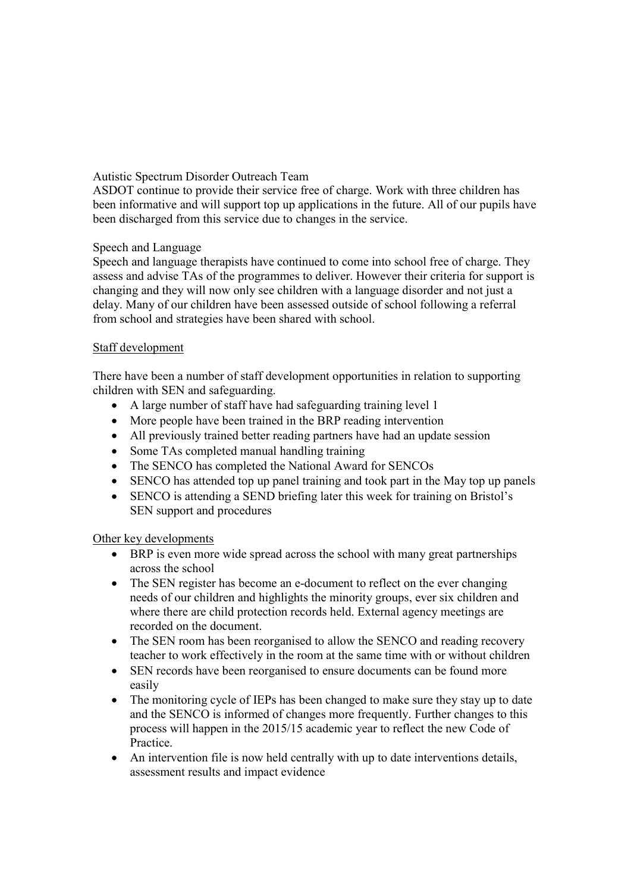Autistic Spectrum Disorder Outreach Team
ASDOT continue to provide their service free of charge. Work with three children has been informative and will support top up applications in the future. All of our pupils have been discharged from this service due to changes in the service.

Speech and Language
Speech and language therapists have continued to come into school free of charge. They assess and advise TAs of the programmes to deliver. However their criteria for support is changing and they will now only see children with a language disorder and not just a delay. Many of our children have been assessed outside of school following a referral from school and strategies have been shared with school.

<u>Staff development</u>

There have been a number of staff development opportunities in relation to supporting children with SEN and safeguarding.

- A large number of staff have had safeguarding training level 1
- More people have been trained in the BRP reading intervention
- All previously trained better reading partners have had an update session
- Some TAs completed manual handling training
- The SENCO has completed the National Award for SENCOs
- SENCO has attended top up panel training and took part in the May top up panels
- SENCO is attending a SEND briefing later this week for training on Bristol's SEN support and procedures

<u>Other key developments</u>

- BRP is even more wide spread across the school with many great partnerships across the school
- The SEN register has become an e-document to reflect on the ever changing needs of our children and highlights the minority groups, ever six children and where there are child protection records held. External agency meetings are recorded on the document.
- The SEN room has been reorganised to allow the SENCO and reading recovery teacher to work effectively in the room at the same time with or without children
- SEN records have been reorganised to ensure documents can be found more easily
- The monitoring cycle of IEPs has been changed to make sure they stay up to date and the SENCO is informed of changes more frequently. Further changes to this process will happen in the 2015/15 academic year to reflect the new Code of Practice.
- An intervention file is now held centrally with up to date interventions details, assessment results and impact evidence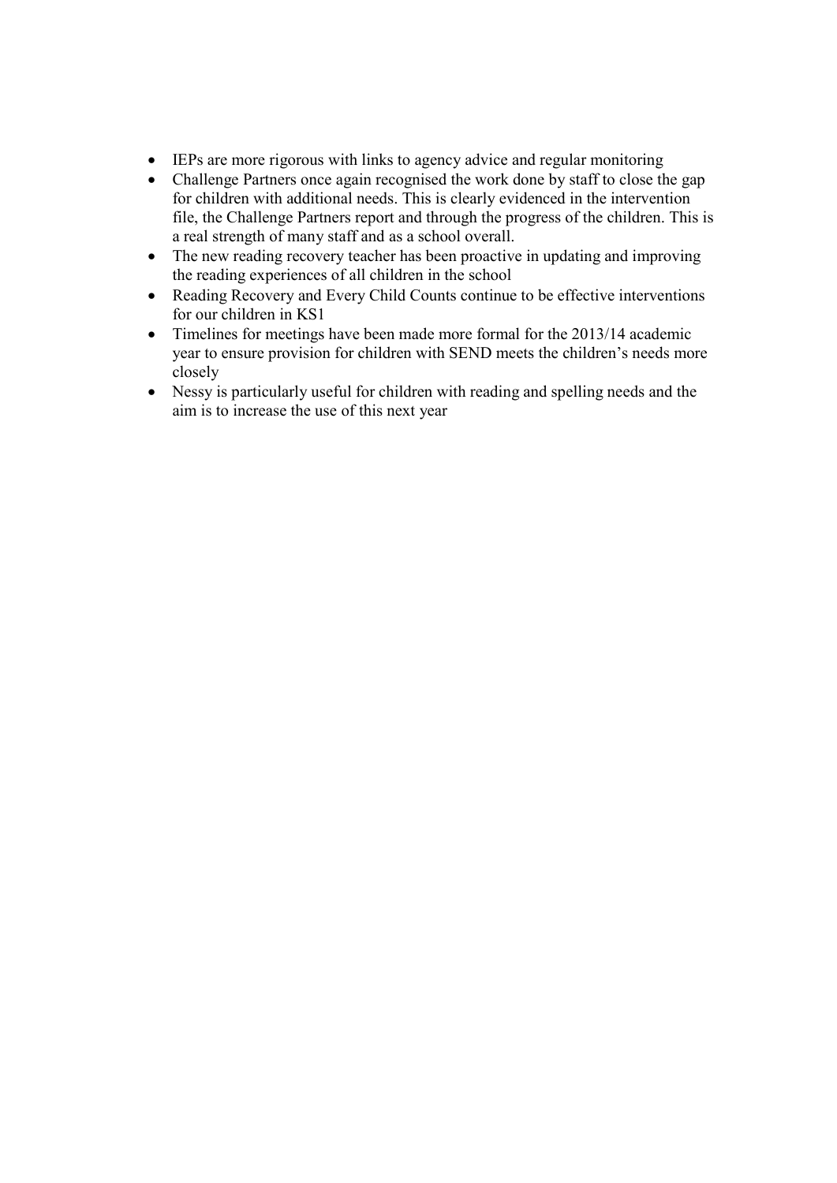- IEPs are more rigorous with links to agency advice and regular monitoring
- Challenge Partners once again recognised the work done by staff to close the gap for children with additional needs. This is clearly evidenced in the intervention file, the Challenge Partners report and through the progress of the children. This is a real strength of many staff and as a school overall.
- The new reading recovery teacher has been proactive in updating and improving the reading experiences of all children in the school
- Reading Recovery and Every Child Counts continue to be effective interventions for our children in KS1
- Timelines for meetings have been made more formal for the 2013/14 academic year to ensure provision for children with SEND meets the children's needs more closely
- Nessy is particularly useful for children with reading and spelling needs and the aim is to increase the use of this next year